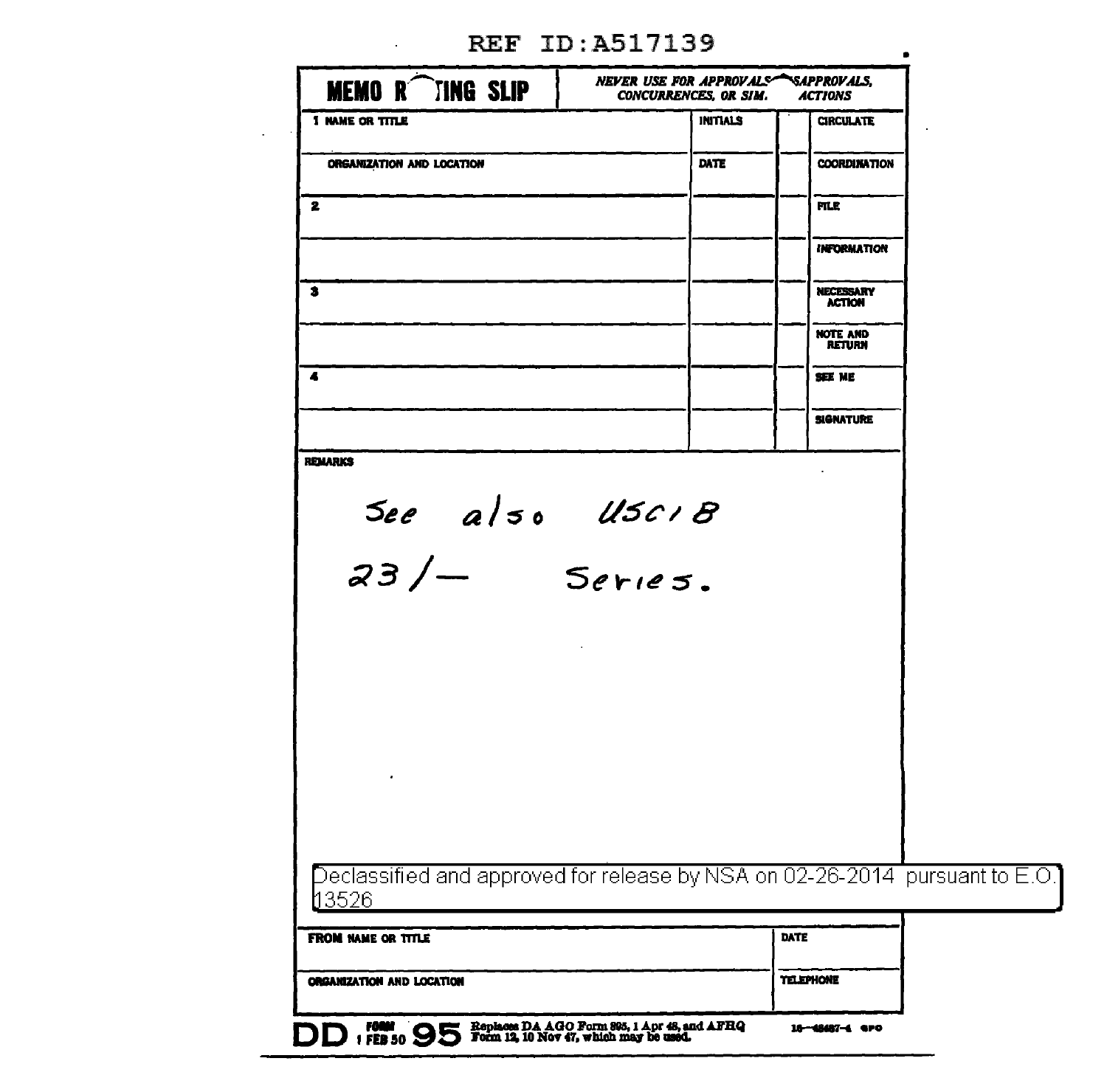REF ID:A517139

| MEMO ROUTING SLIP | NEVER USE FOR APPROVALS, DISAPPROVALS, CONCURRENCES, OR SIMILAR ACTIONS | | |
|---|---|---|---|
| 1 NAME OR TITLE | INITIALS | | CIRCULATE |
| ORGANIZATION AND LOCATION | DATE | | COORDINATION |
| 2 | | | FILE |
| | | | INFORMATION |
| 3 | | | NECESSARY ACTION |
| | | | NOTE AND RETURN |
| 4 | | | SEE ME |
| | | | SIGNATURE |

**REMARKS**

See also USCIB

23/— Series.

Declassified and approved for release by NSA on 02-26-2014 pursuant to E.O. 13526

| FROM NAME OR TITLE | DATE |
|---|---|
| ORGANIZATION AND LOCATION | TELEPHONE |

DD FORM 1 FEB 50 95 Replaces DA AGO Form 895, 1 Apr 48, and AFHQ Form 12, 10 Nov 47, which may be used. 16—48487-4 GPO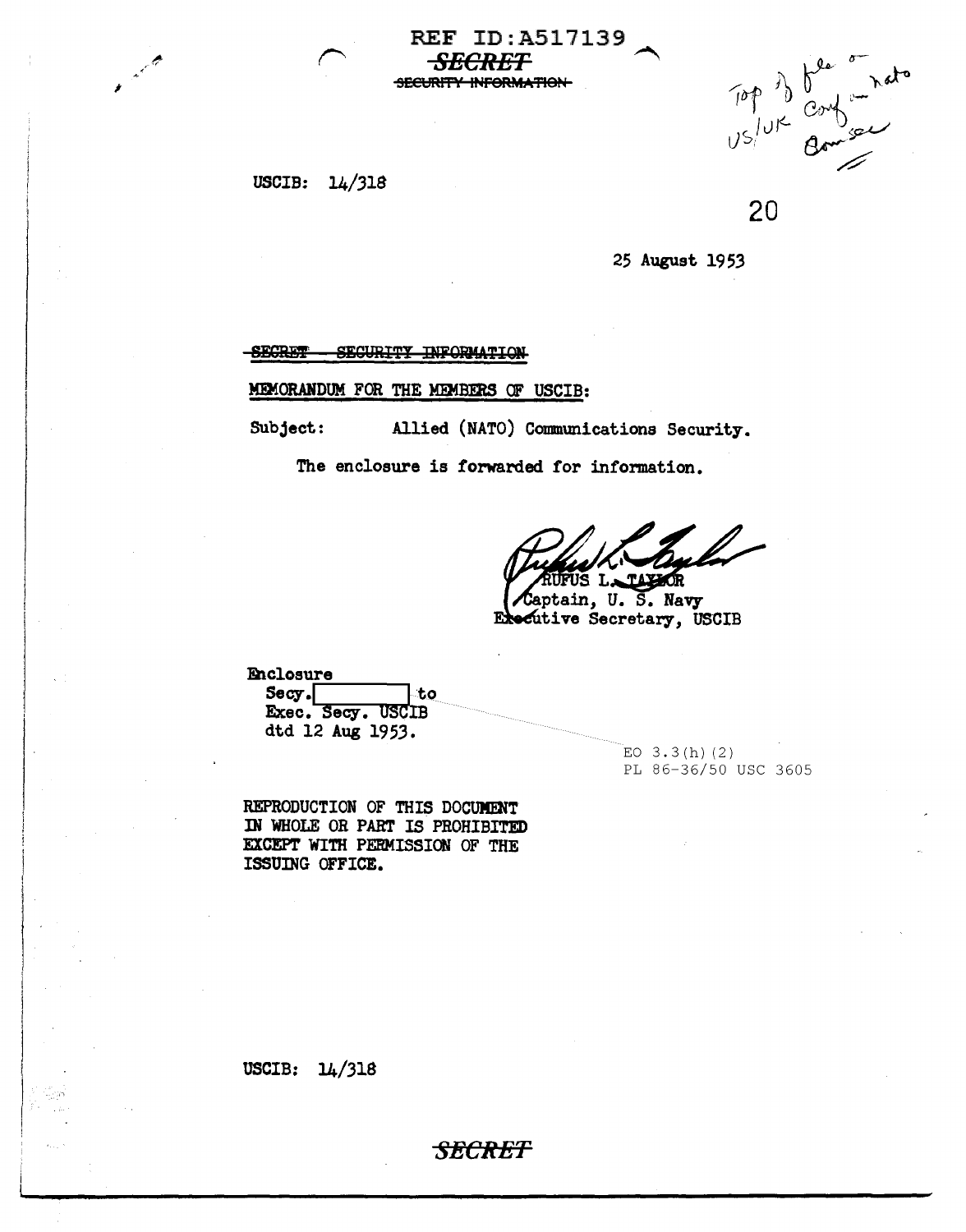REF ID:A517139

~~SECRET~~

~~SECURITY INFORMATION~~

Top of file on US/UK Conf on NATO Comsec

USCIB: 14/318

20

25 August 1953

~~SECRET - SECURITY INFORMATION~~

MEMORANDUM FOR THE MEMBERS OF USCIB:

Subject: Allied (NATO) Communications Security.

The enclosure is forwarded for information.

RUFUS L. TAYLOR
Captain, U. S. Navy
Executive Secretary, USCIB

Enclosure
Secy. [ ] to
Exec. Secy. USCIB
dtd 12 Aug 1953.

EO 3.3(h)(2)
PL 86-36/50 USC 3605

REPRODUCTION OF THIS DOCUMENT IN WHOLE OR PART IS PROHIBITED EXCEPT WITH PERMISSION OF THE ISSUING OFFICE.

USCIB: 14/318

~~SECRET~~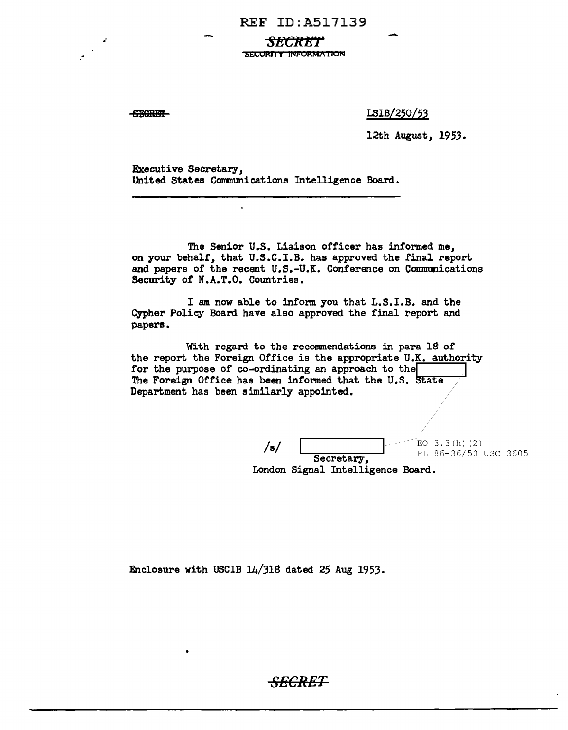REF ID:A517139

~~SECRET~~
SECURITY INFORMATION

~~SECRET~~

LSIB/250/53

12th August, 1953.

Executive Secretary,
United States Communications Intelligence Board.

The Senior U.S. Liaison officer has informed me, on your behalf, that U.S.C.I.B. has approved the final report and papers of the recent U.S.-U.K. Conference on Communications Security of N.A.T.O. Countries.

I am now able to inform you that L.S.I.B. and the Cypher Policy Board have also approved the final report and papers.

With regard to the recommendations in para 18 of the report the Foreign Office is the appropriate U.K. authority for the purpose of co-ordinating an approach to the [ ] The Foreign Office has been informed that the U.S. State Department has been similarly appointed.

/s/ [ ]
Secretary,
London Signal Intelligence Board.

EO 3.3(h)(2)
PL 86-36/50 USC 3605

Enclosure with USCIB 14/318 dated 25 Aug 1953.

~~SECRET~~